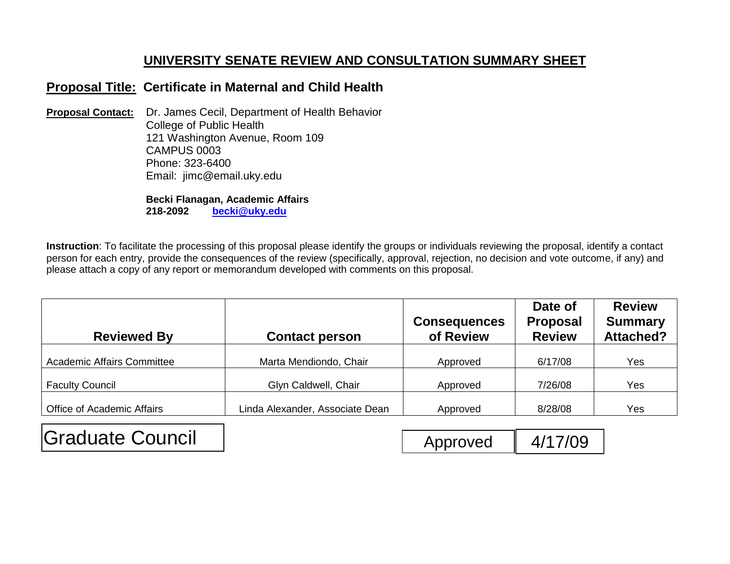# UNIVERSITY SENATE REVIEW AND CONSULTATION SUMMARY SHEET

## Proposal Title: Certificate in Maternal and Child Health

**Proposal Contact:** Dr. James Cecil, Department of Health Behavior
College of Public Health
121 Washington Avenue, Room 109
CAMPUS 0003
Phone: 323-6400
Email: jimc@email.uky.edu

**Becki Flanagan, Academic Affairs**
**218-2092 becki@uky.edu**

**Instruction**: To facilitate the processing of this proposal please identify the groups or individuals reviewing the proposal, identify a contact person for each entry, provide the consequences of the review (specifically, approval, rejection, no decision and vote outcome, if any) and please attach a copy of any report or memorandum developed with comments on this proposal.

| Reviewed By | Contact person | Consequences of Review | Date of Proposal Review | Review Summary Attached? |
|---|---|---|---|---|
| Academic Affairs Committee | Marta Mendiondo, Chair | Approved | 6/17/08 | Yes |
| Faculty Council | Glyn Caldwell, Chair | Approved | 7/26/08 | Yes |
| Office of Academic Affairs | Linda Alexander, Associate Dean | Approved | 8/28/08 | Yes |
| Graduate Council | | Approved | 4/17/09 | |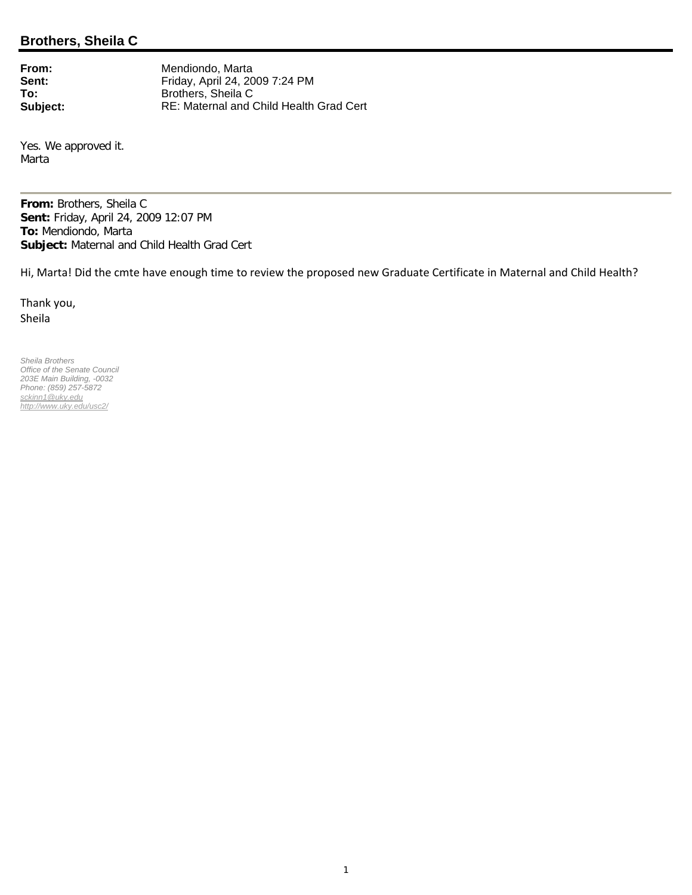## Brothers, Sheila C

**From:** Mendiondo, Marta
**Sent:** Friday, April 24, 2009 7:24 PM
**To:** Brothers, Sheila C
**Subject:** RE: Maternal and Child Health Grad Cert

Yes. We approved it.
Marta

---

**From:** Brothers, Sheila C
**Sent:** Friday, April 24, 2009 12:07 PM
**To:** Mendiondo, Marta
**Subject:** Maternal and Child Health Grad Cert

Hi, Marta! Did the cmte have enough time to review the proposed new Graduate Certificate in Maternal and Child Health?

Thank you,
Sheila

*Sheila Brothers*
*Office of the Senate Council*
*203E Main Building, -0032*
*Phone: (859) 257-5872*
*sckinn1@uky.edu*
*http://www.uky.edu/usc2/*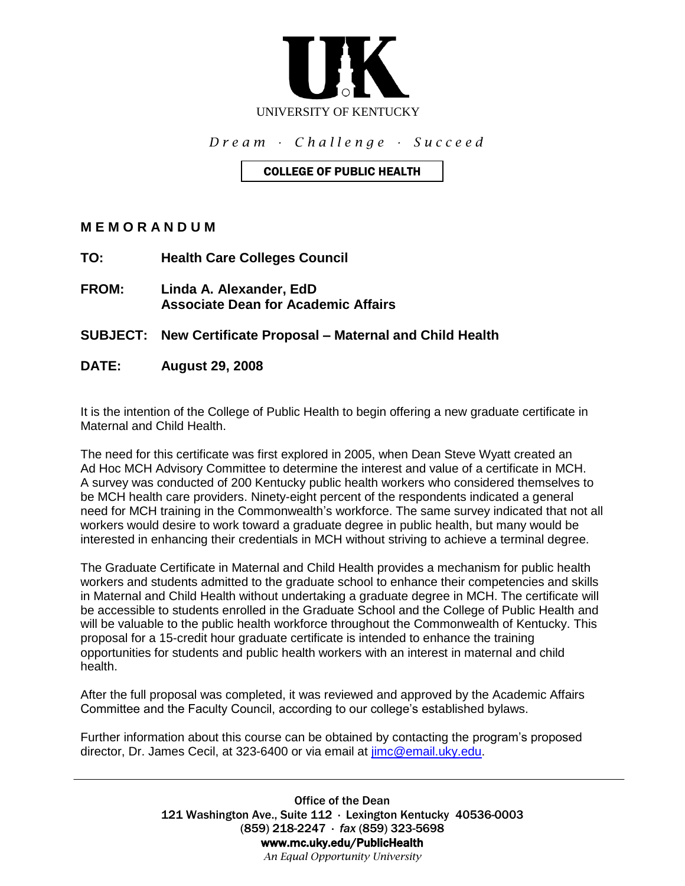UNIVERSITY OF KENTUCKY

*Dream · Challenge · Succeed*

COLLEGE OF PUBLIC HEALTH

**MEMORANDUM**

**TO:** **Health Care Colleges Council**

**FROM:** **Linda A. Alexander, EdD**
**Associate Dean for Academic Affairs**

**SUBJECT:** **New Certificate Proposal – Maternal and Child Health**

**DATE:** **August 29, 2008**

It is the intention of the College of Public Health to begin offering a new graduate certificate in Maternal and Child Health.

The need for this certificate was first explored in 2005, when Dean Steve Wyatt created an Ad Hoc MCH Advisory Committee to determine the interest and value of a certificate in MCH. A survey was conducted of 200 Kentucky public health workers who considered themselves to be MCH health care providers. Ninety-eight percent of the respondents indicated a general need for MCH training in the Commonwealth's workforce. The same survey indicated that not all workers would desire to work toward a graduate degree in public health, but many would be interested in enhancing their credentials in MCH without striving to achieve a terminal degree.

The Graduate Certificate in Maternal and Child Health provides a mechanism for public health workers and students admitted to the graduate school to enhance their competencies and skills in Maternal and Child Health without undertaking a graduate degree in MCH. The certificate will be accessible to students enrolled in the Graduate School and the College of Public Health and will be valuable to the public health workforce throughout the Commonwealth of Kentucky. This proposal for a 15-credit hour graduate certificate is intended to enhance the training opportunities for students and public health workers with an interest in maternal and child health.

After the full proposal was completed, it was reviewed and approved by the Academic Affairs Committee and the Faculty Council, according to our college's established bylaws.

Further information about this course can be obtained by contacting the program's proposed director, Dr. James Cecil, at 323-6400 or via email at jimc@email.uky.edu.

---

Office of the Dean
121 Washington Ave., Suite 112 · Lexington Kentucky 40536-0003
(859) 218-2247 · *fax* (859) 323-5698
**www.mc.uky.edu/PublicHealth**
*An Equal Opportunity University*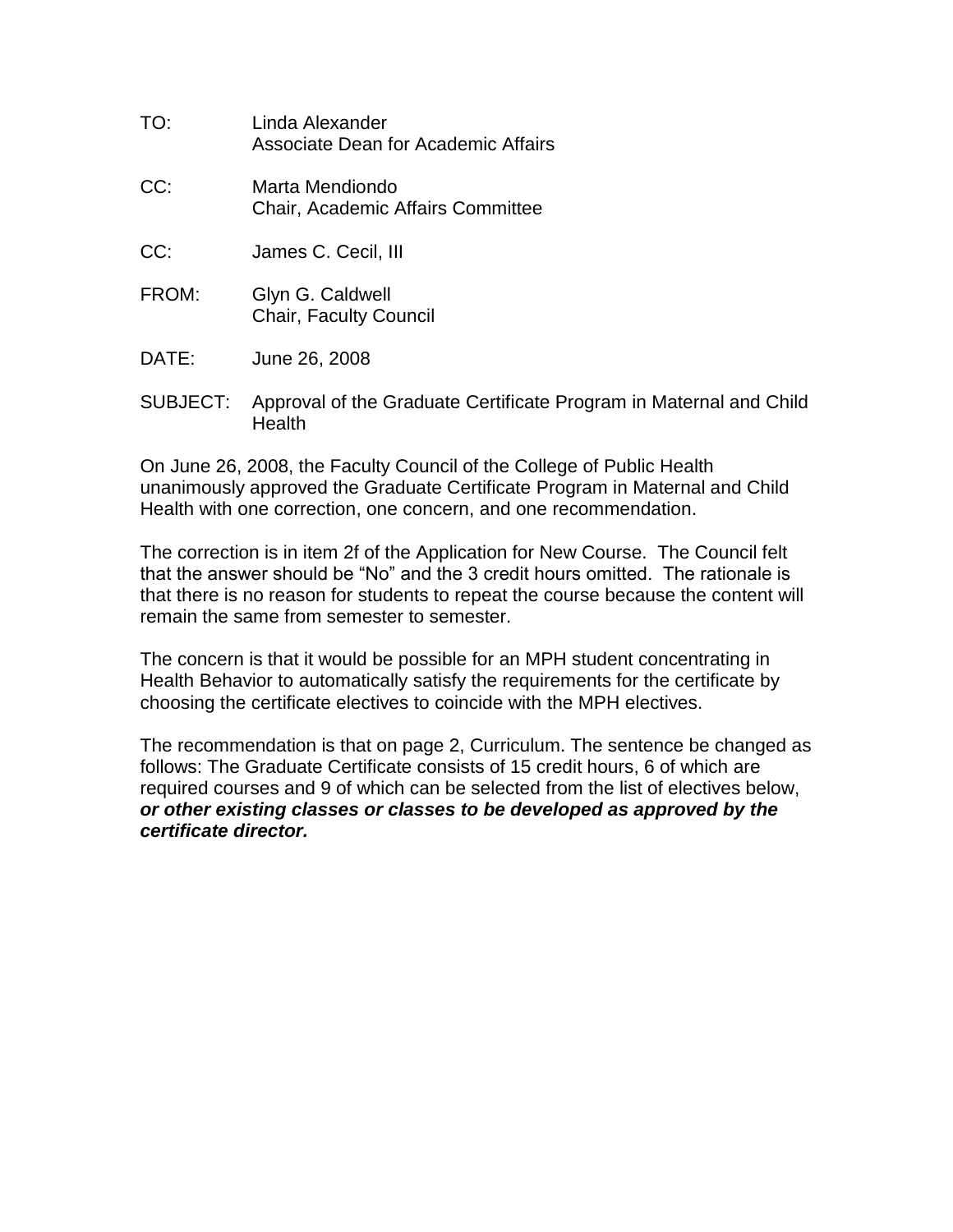TO: Linda Alexander
Associate Dean for Academic Affairs

CC: Marta Mendiondo
Chair, Academic Affairs Committee

CC: James C. Cecil, III

FROM: Glyn G. Caldwell
Chair, Faculty Council

DATE: June 26, 2008

SUBJECT: Approval of the Graduate Certificate Program in Maternal and Child Health

On June 26, 2008, the Faculty Council of the College of Public Health unanimously approved the Graduate Certificate Program in Maternal and Child Health with one correction, one concern, and one recommendation.

The correction is in item 2f of the Application for New Course. The Council felt that the answer should be "No" and the 3 credit hours omitted. The rationale is that there is no reason for students to repeat the course because the content will remain the same from semester to semester.

The concern is that it would be possible for an MPH student concentrating in Health Behavior to automatically satisfy the requirements for the certificate by choosing the certificate electives to coincide with the MPH electives.

The recommendation is that on page 2, Curriculum. The sentence be changed as follows: The Graduate Certificate consists of 15 credit hours, 6 of which are required courses and 9 of which can be selected from the list of electives below, ***or other existing classes or classes to be developed as approved by the certificate director.***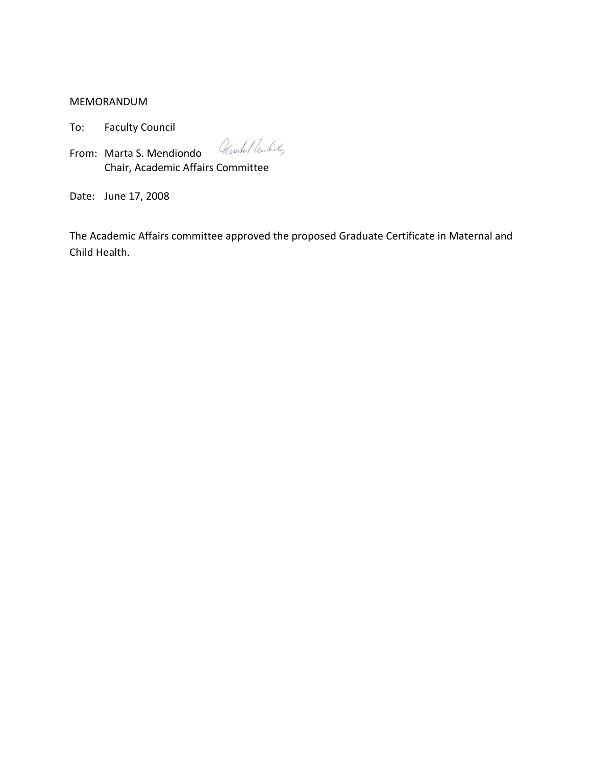MEMORANDUM

To: Faculty Council

From: Marta S. Mendiondo
Chair, Academic Affairs Committee

Date: June 17, 2008

The Academic Affairs committee approved the proposed Graduate Certificate in Maternal and Child Health.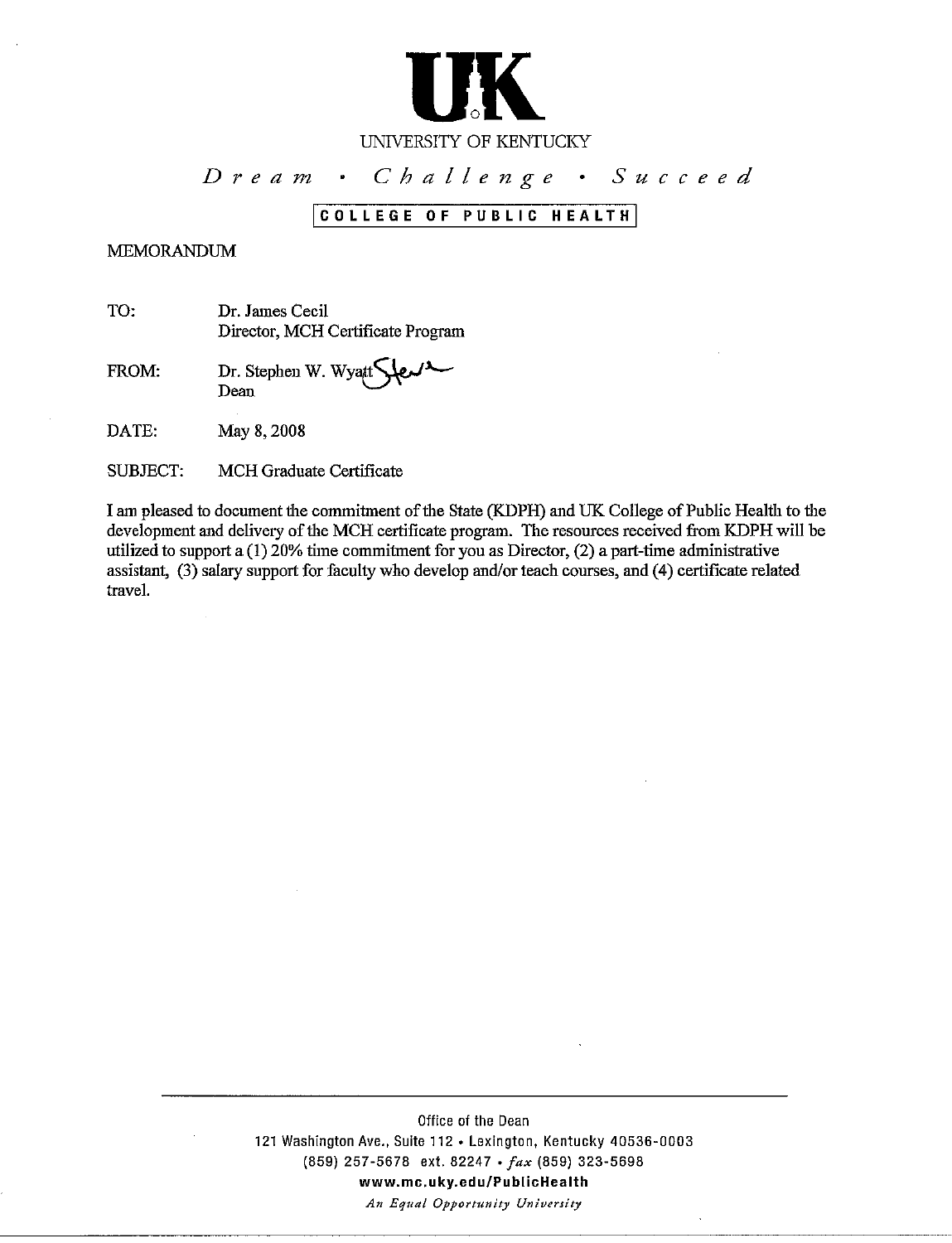UK

UNIVERSITY OF KENTUCKY

*Dream • Challenge • Succeed*

COLLEGE OF PUBLIC HEALTH

MEMORANDUM

TO: Dr. James Cecil
Director, MCH Certificate Program

FROM: Dr. Stephen W. Wyatt
Dean

DATE: May 8, 2008

SUBJECT: MCH Graduate Certificate

I am pleased to document the commitment of the State (KDPH) and UK College of Public Health to the development and delivery of the MCH certificate program. The resources received from KDPH will be utilized to support a (1) 20% time commitment for you as Director, (2) a part-time administrative assistant, (3) salary support for faculty who develop and/or teach courses, and (4) certificate related travel.

Office of the Dean
121 Washington Ave., Suite 112 • Lexington, Kentucky 40536-0003
(859) 257-5678 ext. 82247 • *fax* (859) 323-5698
**www.mc.uky.edu/PublicHealth**
*An Equal Opportunity University*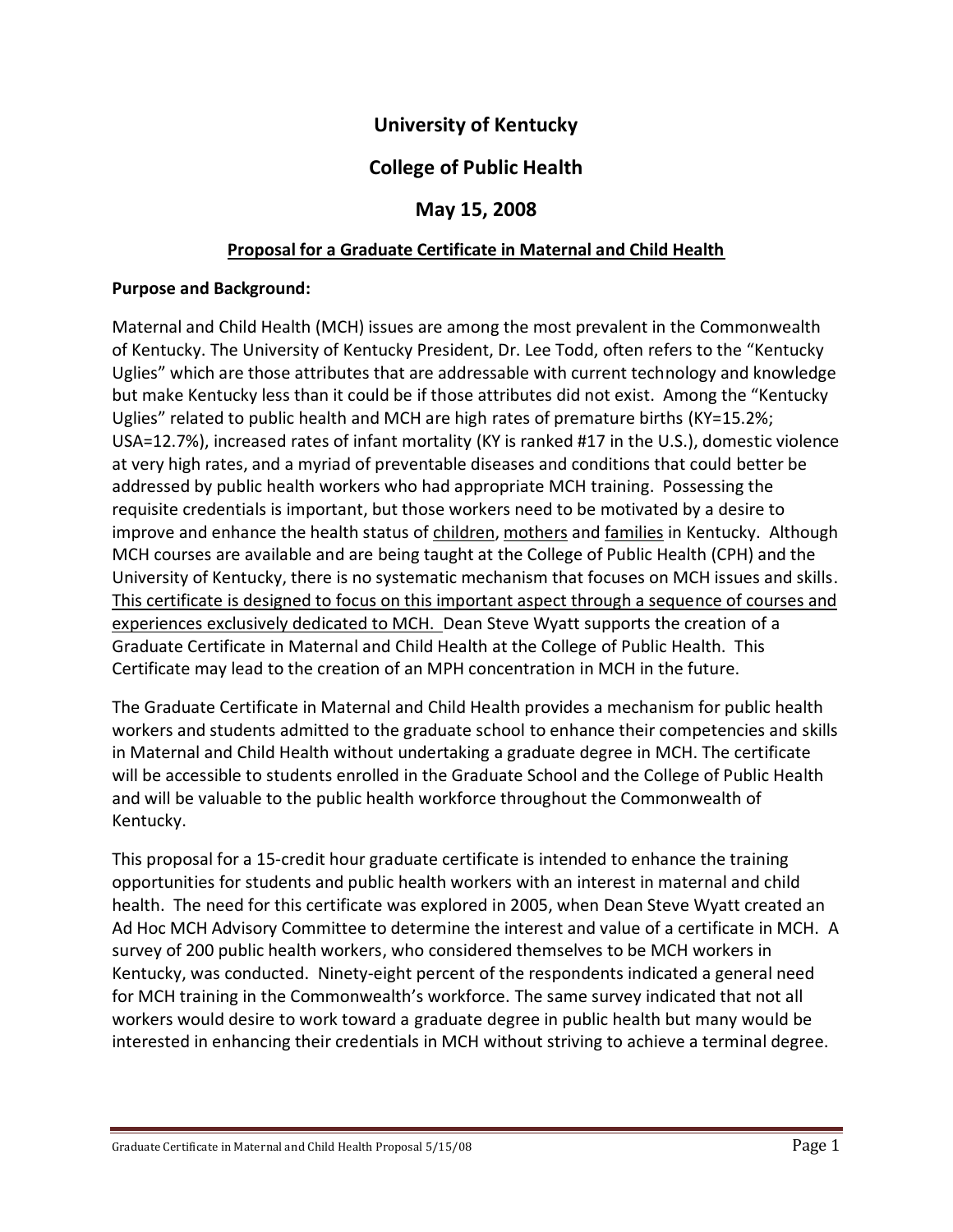# University of Kentucky

# College of Public Health

# May 15, 2008

## <u>Proposal for a Graduate Certificate in Maternal and Child Health</u>

**Purpose and Background:**

Maternal and Child Health (MCH) issues are among the most prevalent in the Commonwealth of Kentucky. The University of Kentucky President, Dr. Lee Todd, often refers to the "Kentucky Uglies" which are those attributes that are addressable with current technology and knowledge but make Kentucky less than it could be if those attributes did not exist. Among the "Kentucky Uglies" related to public health and MCH are high rates of premature births (KY=15.2%; USA=12.7%), increased rates of infant mortality (KY is ranked #17 in the U.S.), domestic violence at very high rates, and a myriad of preventable diseases and conditions that could better be addressed by public health workers who had appropriate MCH training. Possessing the requisite credentials is important, but those workers need to be motivated by a desire to improve and enhance the health status of <u>children</u>, <u>mothers</u> and <u>families</u> in Kentucky. Although MCH courses are available and are being taught at the College of Public Health (CPH) and the University of Kentucky, there is no systematic mechanism that focuses on MCH issues and skills. <u>This certificate is designed to focus on this important aspect through a sequence of courses and experiences exclusively dedicated to MCH.</u> Dean Steve Wyatt supports the creation of a Graduate Certificate in Maternal and Child Health at the College of Public Health. This Certificate may lead to the creation of an MPH concentration in MCH in the future.

The Graduate Certificate in Maternal and Child Health provides a mechanism for public health workers and students admitted to the graduate school to enhance their competencies and skills in Maternal and Child Health without undertaking a graduate degree in MCH. The certificate will be accessible to students enrolled in the Graduate School and the College of Public Health and will be valuable to the public health workforce throughout the Commonwealth of Kentucky.

This proposal for a 15-credit hour graduate certificate is intended to enhance the training opportunities for students and public health workers with an interest in maternal and child health. The need for this certificate was explored in 2005, when Dean Steve Wyatt created an Ad Hoc MCH Advisory Committee to determine the interest and value of a certificate in MCH. A survey of 200 public health workers, who considered themselves to be MCH workers in Kentucky, was conducted. Ninety-eight percent of the respondents indicated a general need for MCH training in the Commonwealth's workforce. The same survey indicated that not all workers would desire to work toward a graduate degree in public health but many would be interested in enhancing their credentials in MCH without striving to achieve a terminal degree.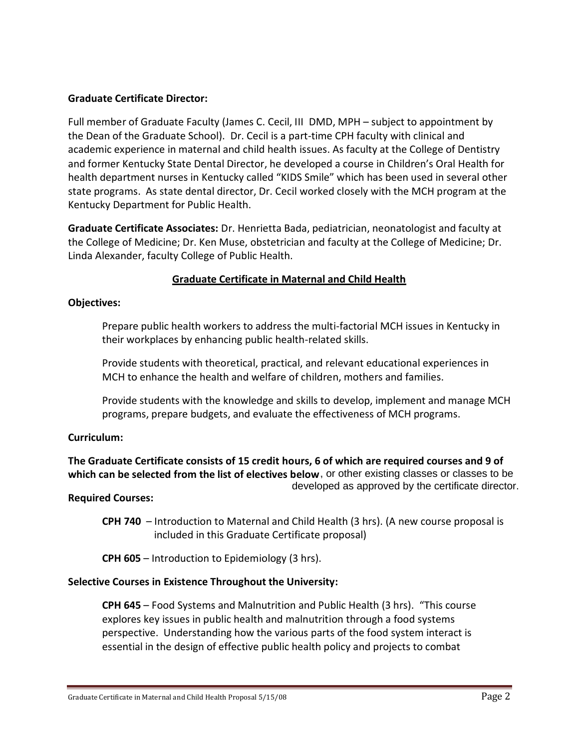**Graduate Certificate Director:**

Full member of Graduate Faculty (James C. Cecil, III DMD, MPH – subject to appointment by the Dean of the Graduate School). Dr. Cecil is a part-time CPH faculty with clinical and academic experience in maternal and child health issues. As faculty at the College of Dentistry and former Kentucky State Dental Director, he developed a course in Children's Oral Health for health department nurses in Kentucky called "KIDS Smile" which has been used in several other state programs. As state dental director, Dr. Cecil worked closely with the MCH program at the Kentucky Department for Public Health.

**Graduate Certificate Associates:** Dr. Henrietta Bada, pediatrician, neonatologist and faculty at the College of Medicine; Dr. Ken Muse, obstetrician and faculty at the College of Medicine; Dr. Linda Alexander, faculty College of Public Health.

## Graduate Certificate in Maternal and Child Health

**Objectives:**

Prepare public health workers to address the multi-factorial MCH issues in Kentucky in their workplaces by enhancing public health-related skills.

Provide students with theoretical, practical, and relevant educational experiences in MCH to enhance the health and welfare of children, mothers and families.

Provide students with the knowledge and skills to develop, implement and manage MCH programs, prepare budgets, and evaluate the effectiveness of MCH programs.

**Curriculum:**

**The Graduate Certificate consists of 15 credit hours, 6 of which are required courses and 9 of which can be selected from the list of electives below**, or other existing classes or classes to be developed as approved by the certificate director.

**Required Courses:**

**CPH 740** – Introduction to Maternal and Child Health (3 hrs). (A new course proposal is included in this Graduate Certificate proposal)

**CPH 605** – Introduction to Epidemiology (3 hrs).

**Selective Courses in Existence Throughout the University:**

**CPH 645** – Food Systems and Malnutrition and Public Health (3 hrs). "This course explores key issues in public health and malnutrition through a food systems perspective. Understanding how the various parts of the food system interact is essential in the design of effective public health policy and projects to combat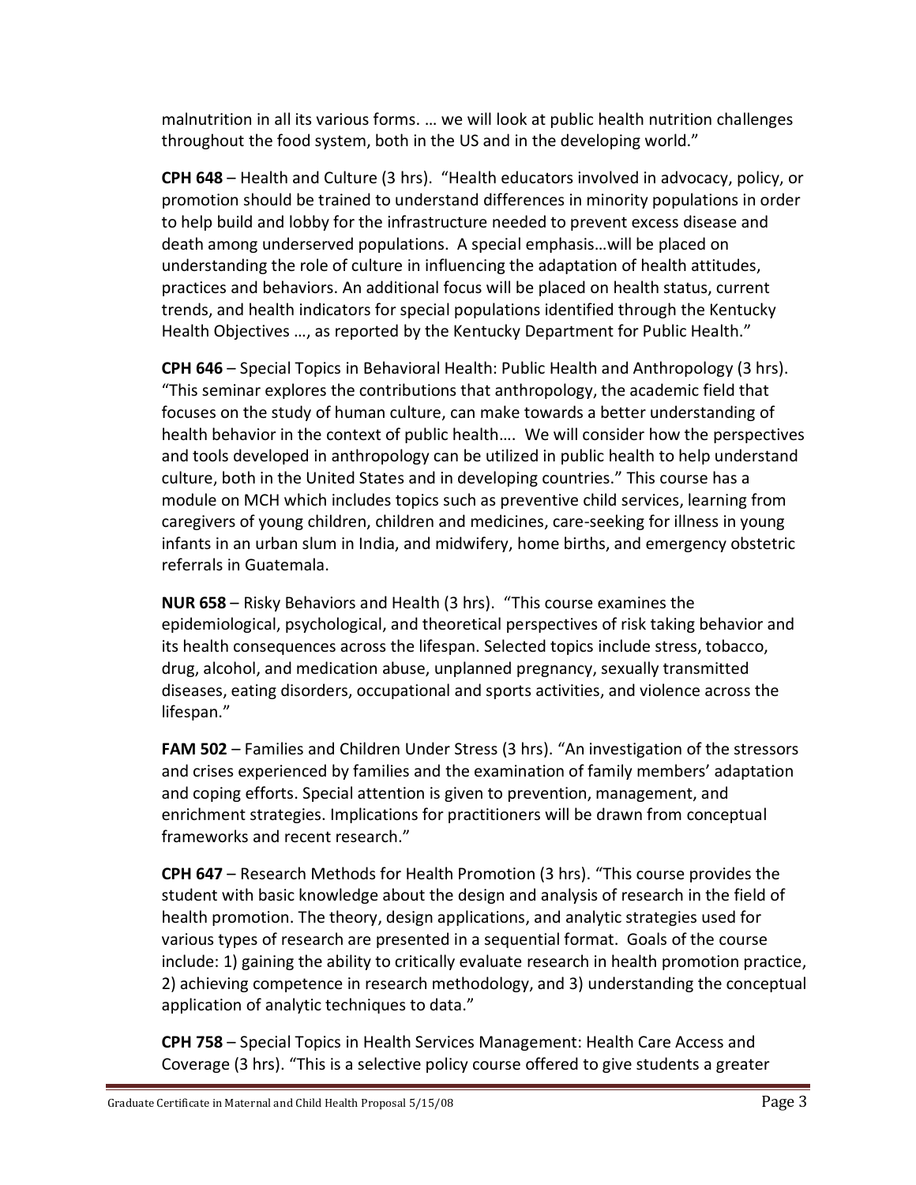malnutrition in all its various forms. … we will look at public health nutrition challenges throughout the food system, both in the US and in the developing world."

**CPH 648** – Health and Culture (3 hrs). "Health educators involved in advocacy, policy, or promotion should be trained to understand differences in minority populations in order to help build and lobby for the infrastructure needed to prevent excess disease and death among underserved populations. A special emphasis…will be placed on understanding the role of culture in influencing the adaptation of health attitudes, practices and behaviors. An additional focus will be placed on health status, current trends, and health indicators for special populations identified through the Kentucky Health Objectives …, as reported by the Kentucky Department for Public Health."

**CPH 646** – Special Topics in Behavioral Health: Public Health and Anthropology (3 hrs). "This seminar explores the contributions that anthropology, the academic field that focuses on the study of human culture, can make towards a better understanding of health behavior in the context of public health…. We will consider how the perspectives and tools developed in anthropology can be utilized in public health to help understand culture, both in the United States and in developing countries." This course has a module on MCH which includes topics such as preventive child services, learning from caregivers of young children, children and medicines, care-seeking for illness in young infants in an urban slum in India, and midwifery, home births, and emergency obstetric referrals in Guatemala.

**NUR 658** – Risky Behaviors and Health (3 hrs). "This course examines the epidemiological, psychological, and theoretical perspectives of risk taking behavior and its health consequences across the lifespan. Selected topics include stress, tobacco, drug, alcohol, and medication abuse, unplanned pregnancy, sexually transmitted diseases, eating disorders, occupational and sports activities, and violence across the lifespan."

**FAM 502** – Families and Children Under Stress (3 hrs). "An investigation of the stressors and crises experienced by families and the examination of family members' adaptation and coping efforts. Special attention is given to prevention, management, and enrichment strategies. Implications for practitioners will be drawn from conceptual frameworks and recent research."

**CPH 647** – Research Methods for Health Promotion (3 hrs). "This course provides the student with basic knowledge about the design and analysis of research in the field of health promotion. The theory, design applications, and analytic strategies used for various types of research are presented in a sequential format. Goals of the course include: 1) gaining the ability to critically evaluate research in health promotion practice, 2) achieving competence in research methodology, and 3) understanding the conceptual application of analytic techniques to data."

**CPH 758** – Special Topics in Health Services Management: Health Care Access and Coverage (3 hrs). "This is a selective policy course offered to give students a greater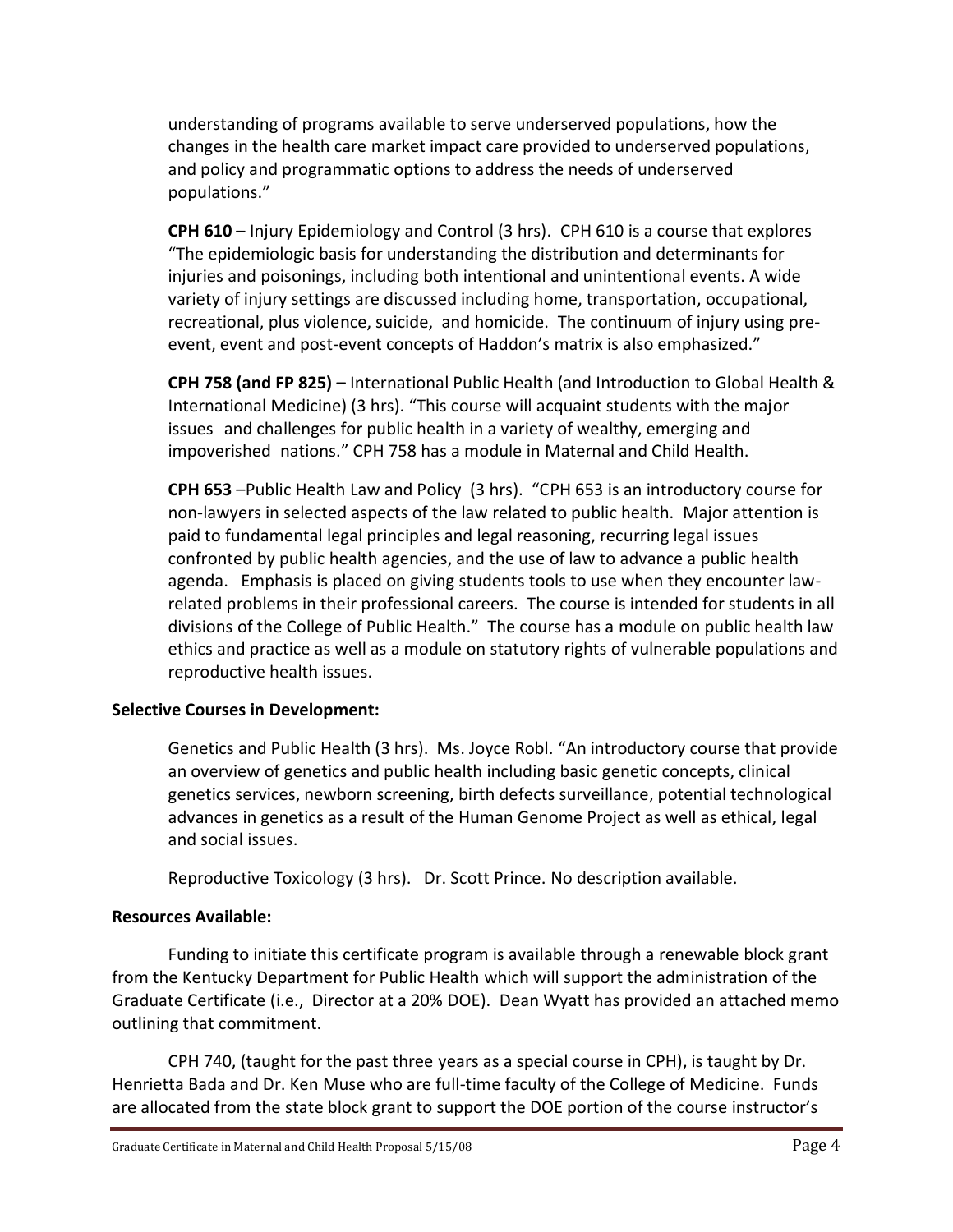understanding of programs available to serve underserved populations, how the changes in the health care market impact care provided to underserved populations, and policy and programmatic options to address the needs of underserved populations."

**CPH 610** – Injury Epidemiology and Control (3 hrs). CPH 610 is a course that explores "The epidemiologic basis for understanding the distribution and determinants for injuries and poisonings, including both intentional and unintentional events. A wide variety of injury settings are discussed including home, transportation, occupational, recreational, plus violence, suicide, and homicide. The continuum of injury using pre-event, event and post-event concepts of Haddon's matrix is also emphasized."

**CPH 758 (and FP 825) –** International Public Health (and Introduction to Global Health & International Medicine) (3 hrs). "This course will acquaint students with the major issues and challenges for public health in a variety of wealthy, emerging and impoverished nations." CPH 758 has a module in Maternal and Child Health.

**CPH 653** –Public Health Law and Policy (3 hrs). "CPH 653 is an introductory course for non-lawyers in selected aspects of the law related to public health. Major attention is paid to fundamental legal principles and legal reasoning, recurring legal issues confronted by public health agencies, and the use of law to advance a public health agenda. Emphasis is placed on giving students tools to use when they encounter law-related problems in their professional careers. The course is intended for students in all divisions of the College of Public Health." The course has a module on public health law ethics and practice as well as a module on statutory rights of vulnerable populations and reproductive health issues.

**Selective Courses in Development:**

Genetics and Public Health (3 hrs). Ms. Joyce Robl. "An introductory course that provide an overview of genetics and public health including basic genetic concepts, clinical genetics services, newborn screening, birth defects surveillance, potential technological advances in genetics as a result of the Human Genome Project as well as ethical, legal and social issues.

Reproductive Toxicology (3 hrs). Dr. Scott Prince. No description available.

**Resources Available:**

Funding to initiate this certificate program is available through a renewable block grant from the Kentucky Department for Public Health which will support the administration of the Graduate Certificate (i.e., Director at a 20% DOE). Dean Wyatt has provided an attached memo outlining that commitment.

CPH 740, (taught for the past three years as a special course in CPH), is taught by Dr. Henrietta Bada and Dr. Ken Muse who are full-time faculty of the College of Medicine. Funds are allocated from the state block grant to support the DOE portion of the course instructor's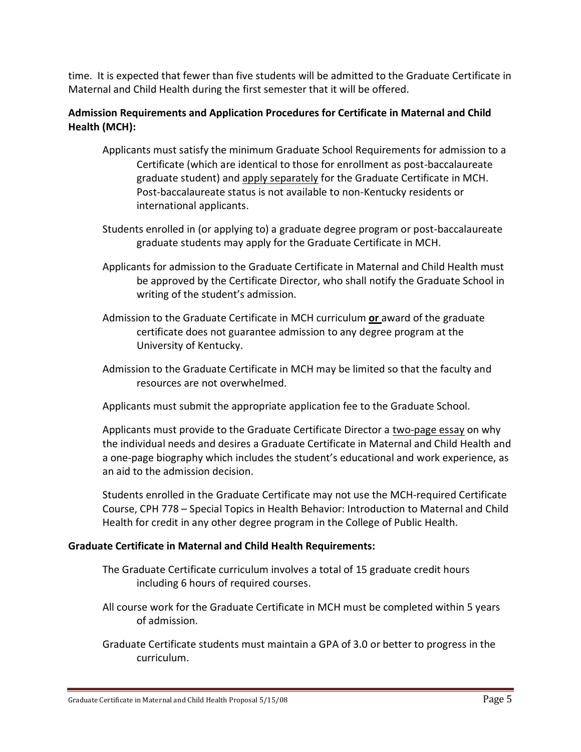time. It is expected that fewer than five students will be admitted to the Graduate Certificate in Maternal and Child Health during the first semester that it will be offered.

**Admission Requirements and Application Procedures for Certificate in Maternal and Child Health (MCH):**

Applicants must satisfy the minimum Graduate School Requirements for admission to a Certificate (which are identical to those for enrollment as post-baccalaureate graduate student) and apply separately for the Graduate Certificate in MCH. Post-baccalaureate status is not available to non-Kentucky residents or international applicants.

Students enrolled in (or applying to) a graduate degree program or post-baccalaureate graduate students may apply for the Graduate Certificate in MCH.

Applicants for admission to the Graduate Certificate in Maternal and Child Health must be approved by the Certificate Director, who shall notify the Graduate School in writing of the student's admission.

Admission to the Graduate Certificate in MCH curriculum **or** award of the graduate certificate does not guarantee admission to any degree program at the University of Kentucky.

Admission to the Graduate Certificate in MCH may be limited so that the faculty and resources are not overwhelmed.

Applicants must submit the appropriate application fee to the Graduate School.

Applicants must provide to the Graduate Certificate Director a two-page essay on why the individual needs and desires a Graduate Certificate in Maternal and Child Health and a one-page biography which includes the student's educational and work experience, as an aid to the admission decision.

Students enrolled in the Graduate Certificate may not use the MCH-required Certificate Course, CPH 778 – Special Topics in Health Behavior: Introduction to Maternal and Child Health for credit in any other degree program in the College of Public Health.

**Graduate Certificate in Maternal and Child Health Requirements:**

The Graduate Certificate curriculum involves a total of 15 graduate credit hours including 6 hours of required courses.

All course work for the Graduate Certificate in MCH must be completed within 5 years of admission.

Graduate Certificate students must maintain a GPA of 3.0 or better to progress in the curriculum.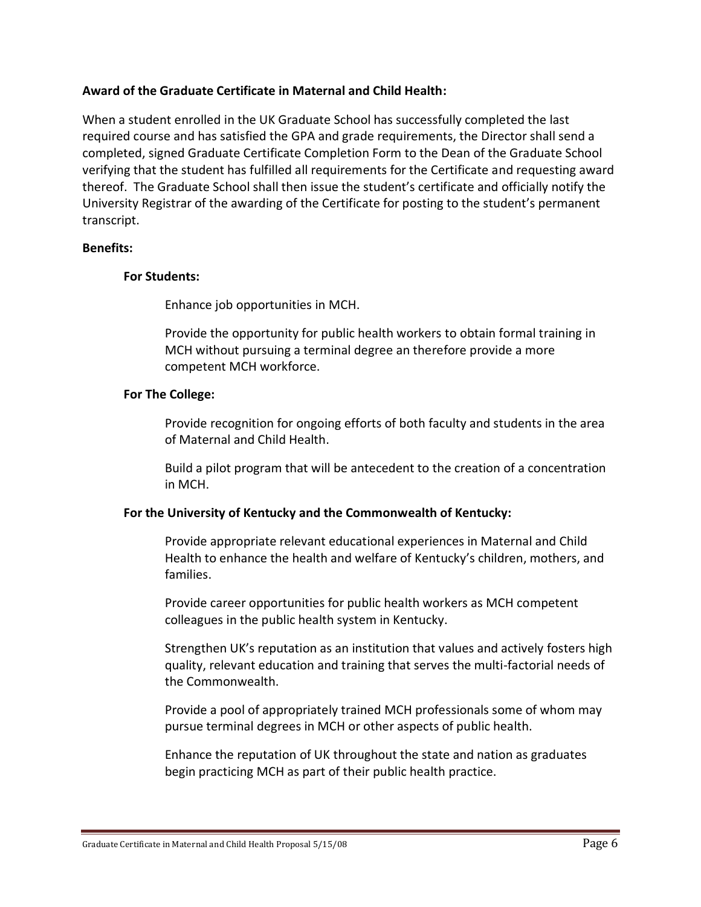**Award of the Graduate Certificate in Maternal and Child Health:**

When a student enrolled in the UK Graduate School has successfully completed the last required course and has satisfied the GPA and grade requirements, the Director shall send a completed, signed Graduate Certificate Completion Form to the Dean of the Graduate School verifying that the student has fulfilled all requirements for the Certificate and requesting award thereof. The Graduate School shall then issue the student's certificate and officially notify the University Registrar of the awarding of the Certificate for posting to the student's permanent transcript.

**Benefits:**

**For Students:**

Enhance job opportunities in MCH.

Provide the opportunity for public health workers to obtain formal training in MCH without pursuing a terminal degree an therefore provide a more competent MCH workforce.

**For The College:**

Provide recognition for ongoing efforts of both faculty and students in the area of Maternal and Child Health.

Build a pilot program that will be antecedent to the creation of a concentration in MCH.

**For the University of Kentucky and the Commonwealth of Kentucky:**

Provide appropriate relevant educational experiences in Maternal and Child Health to enhance the health and welfare of Kentucky's children, mothers, and families.

Provide career opportunities for public health workers as MCH competent colleagues in the public health system in Kentucky.

Strengthen UK's reputation as an institution that values and actively fosters high quality, relevant education and training that serves the multi-factorial needs of the Commonwealth.

Provide a pool of appropriately trained MCH professionals some of whom may pursue terminal degrees in MCH or other aspects of public health.

Enhance the reputation of UK throughout the state and nation as graduates begin practicing MCH as part of their public health practice.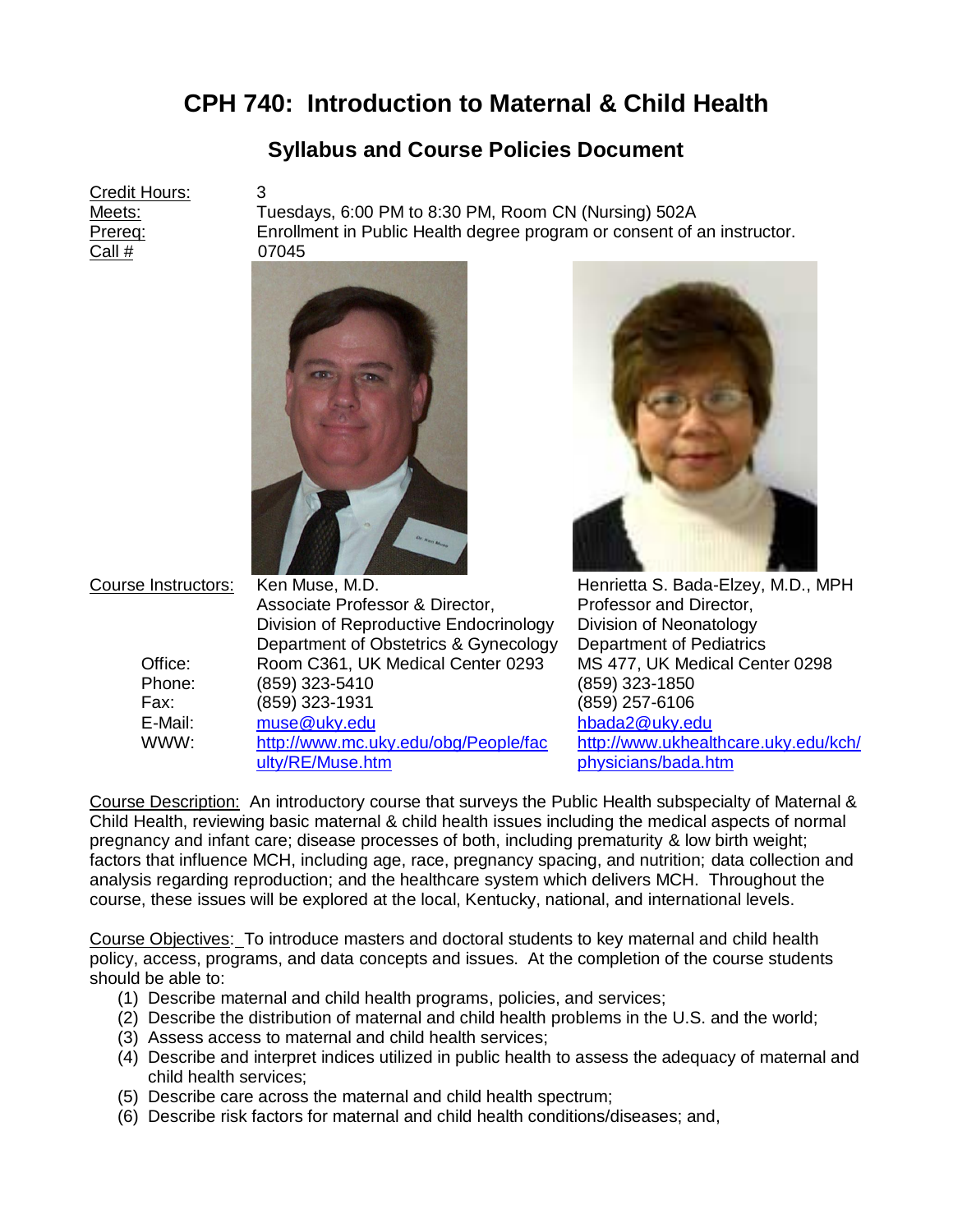# CPH 740: Introduction to Maternal & Child Health

## Syllabus and Course Policies Document

| | |
|---|---|
| Credit Hours: | 3 |
| Meets: | Tuesdays, 6:00 PM to 8:30 PM, Room CN (Nursing) 502A |
| Prereq: | Enrollment in Public Health degree program or consent of an instructor. |
| Call # | 07045 |

| Course Instructors: | Ken Muse, M.D. | Henrietta S. Bada-Elzey, M.D., MPH |
|---|---|---|
| | Associate Professor & Director, | Professor and Director, |
| | Division of Reproductive Endocrinology | Division of Neonatology |
| | Department of Obstetrics & Gynecology | Department of Pediatrics |
| Office: | Room C361, UK Medical Center 0293 | MS 477, UK Medical Center 0298 |
| Phone: | (859) 323-5410 | (859) 323-1850 |
| Fax: | (859) 323-1931 | (859) 257-6106 |
| E-Mail: | muse@uky.edu | hbada2@uky.edu |
| WWW: | http://www.mc.uky.edu/obg/People/faculty/RE/Muse.htm | http://www.ukhealthcare.uky.edu/kch/physicians/bada.htm |

Course Description: An introductory course that surveys the Public Health subspecialty of Maternal & Child Health, reviewing basic maternal & child health issues including the medical aspects of normal pregnancy and infant care; disease processes of both, including prematurity & low birth weight; factors that influence MCH, including age, race, pregnancy spacing, and nutrition; data collection and analysis regarding reproduction; and the healthcare system which delivers MCH. Throughout the course, these issues will be explored at the local, Kentucky, national, and international levels.

Course Objectives: To introduce masters and doctoral students to key maternal and child health policy, access, programs, and data concepts and issues. At the completion of the course students should be able to:

1. Describe maternal and child health programs, policies, and services;
2. Describe the distribution of maternal and child health problems in the U.S. and the world;
3. Assess access to maternal and child health services;
4. Describe and interpret indices utilized in public health to assess the adequacy of maternal and child health services;
5. Describe care across the maternal and child health spectrum;
6. Describe risk factors for maternal and child health conditions/diseases; and,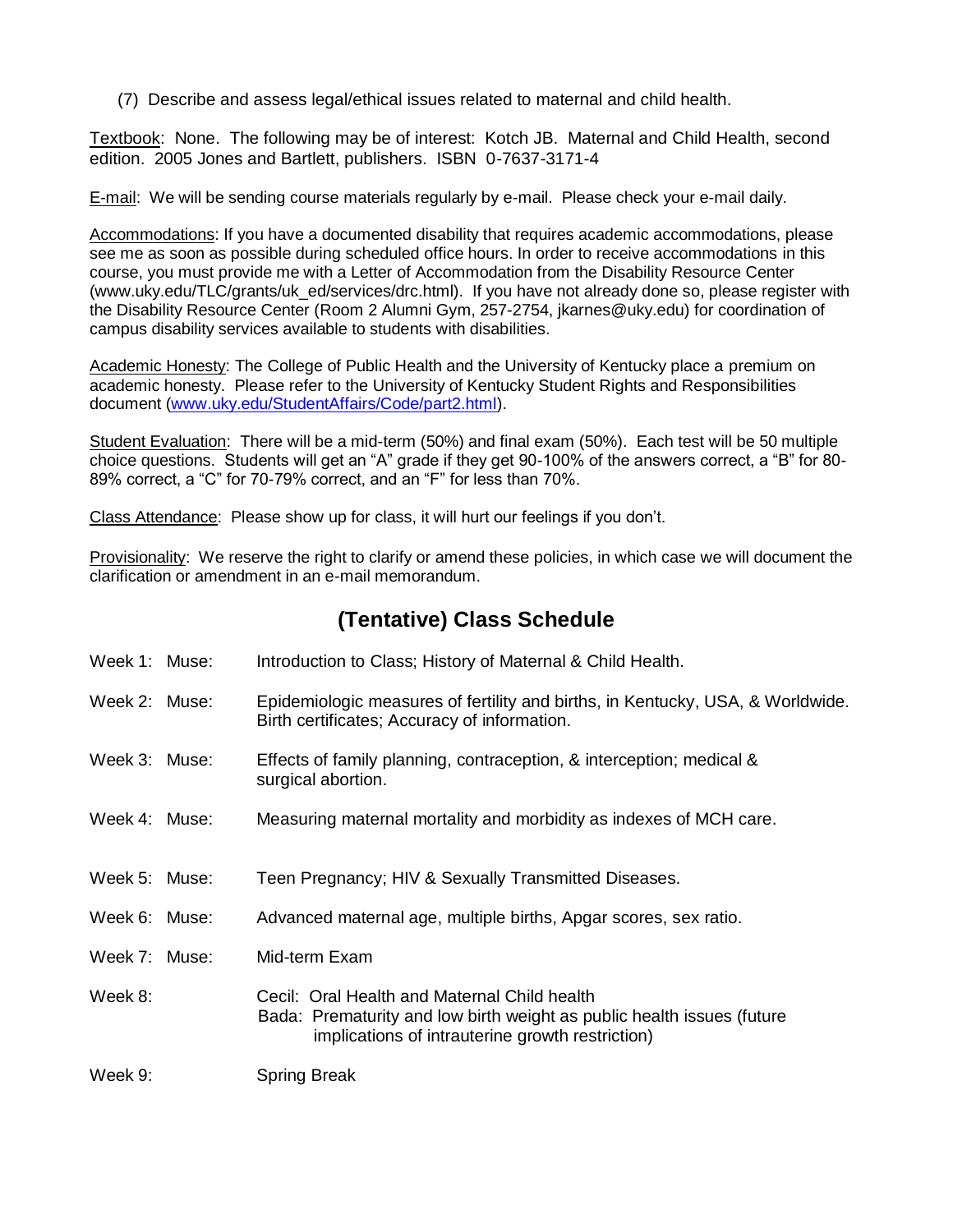(7) Describe and assess legal/ethical issues related to maternal and child health.

Textbook: None. The following may be of interest: Kotch JB. Maternal and Child Health, second edition. 2005 Jones and Bartlett, publishers. ISBN 0-7637-3171-4

E-mail: We will be sending course materials regularly by e-mail. Please check your e-mail daily.

Accommodations: If you have a documented disability that requires academic accommodations, please see me as soon as possible during scheduled office hours. In order to receive accommodations in this course, you must provide me with a Letter of Accommodation from the Disability Resource Center (www.uky.edu/TLC/grants/uk_ed/services/drc.html). If you have not already done so, please register with the Disability Resource Center (Room 2 Alumni Gym, 257-2754, jkarnes@uky.edu) for coordination of campus disability services available to students with disabilities.

Academic Honesty: The College of Public Health and the University of Kentucky place a premium on academic honesty. Please refer to the University of Kentucky Student Rights and Responsibilities document (www.uky.edu/StudentAffairs/Code/part2.html).

Student Evaluation: There will be a mid-term (50%) and final exam (50%). Each test will be 50 multiple choice questions. Students will get an "A" grade if they get 90-100% of the answers correct, a "B" for 80-89% correct, a "C" for 70-79% correct, and an "F" for less than 70%.

Class Attendance: Please show up for class, it will hurt our feelings if you don't.

Provisionality: We reserve the right to clarify or amend these policies, in which case we will document the clarification or amendment in an e-mail memorandum.

## (Tentative) Class Schedule

| | | |
|---|---|---|
| Week 1: | Muse: | Introduction to Class; History of Maternal & Child Health. |
| Week 2: | Muse: | Epidemiologic measures of fertility and births, in Kentucky, USA, & Worldwide. Birth certificates; Accuracy of information. |
| Week 3: | Muse: | Effects of family planning, contraception, & interception; medical & surgical abortion. |
| Week 4: | Muse: | Measuring maternal mortality and morbidity as indexes of MCH care. |
| Week 5: | Muse: | Teen Pregnancy; HIV & Sexually Transmitted Diseases. |
| Week 6: | Muse: | Advanced maternal age, multiple births, Apgar scores, sex ratio. |
| Week 7: | Muse: | Mid-term Exam |
| Week 8: | | Cecil: Oral Health and Maternal Child health<br>Bada: Prematurity and low birth weight as public health issues (future implications of intrauterine growth restriction) |
| Week 9: | | Spring Break |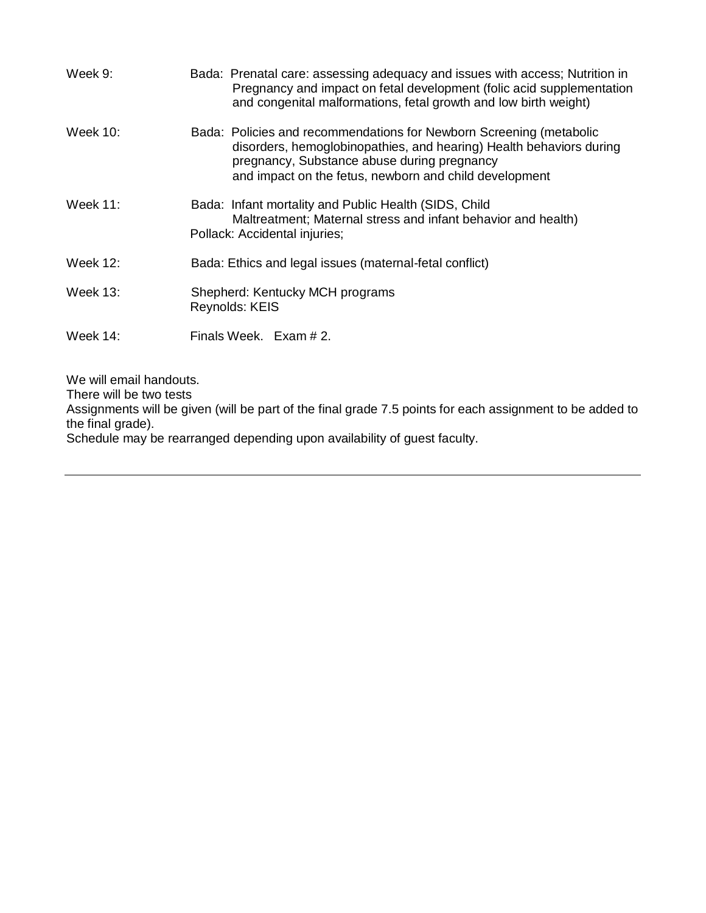| | |
|---|---|
| Week 9: | Bada: Prenatal care: assessing adequacy and issues with access; Nutrition in Pregnancy and impact on fetal development (folic acid supplementation and congenital malformations, fetal growth and low birth weight) |
| Week 10: | Bada: Policies and recommendations for Newborn Screening (metabolic disorders, hemoglobinopathies, and hearing) Health behaviors during pregnancy, Substance abuse during pregnancy and impact on the fetus, newborn and child development |
| Week 11: | Bada: Infant mortality and Public Health (SIDS, Child Maltreatment; Maternal stress and infant behavior and health)<br>Pollack: Accidental injuries; |
| Week 12: | Bada: Ethics and legal issues (maternal-fetal conflict) |
| Week 13: | Shepherd: Kentucky MCH programs<br>Reynolds: KEIS |
| Week 14: | Finals Week. Exam # 2. |

We will email handouts.
There will be two tests
Assignments will be given (will be part of the final grade 7.5 points for each assignment to be added to the final grade).
Schedule may be rearranged depending upon availability of guest faculty.

---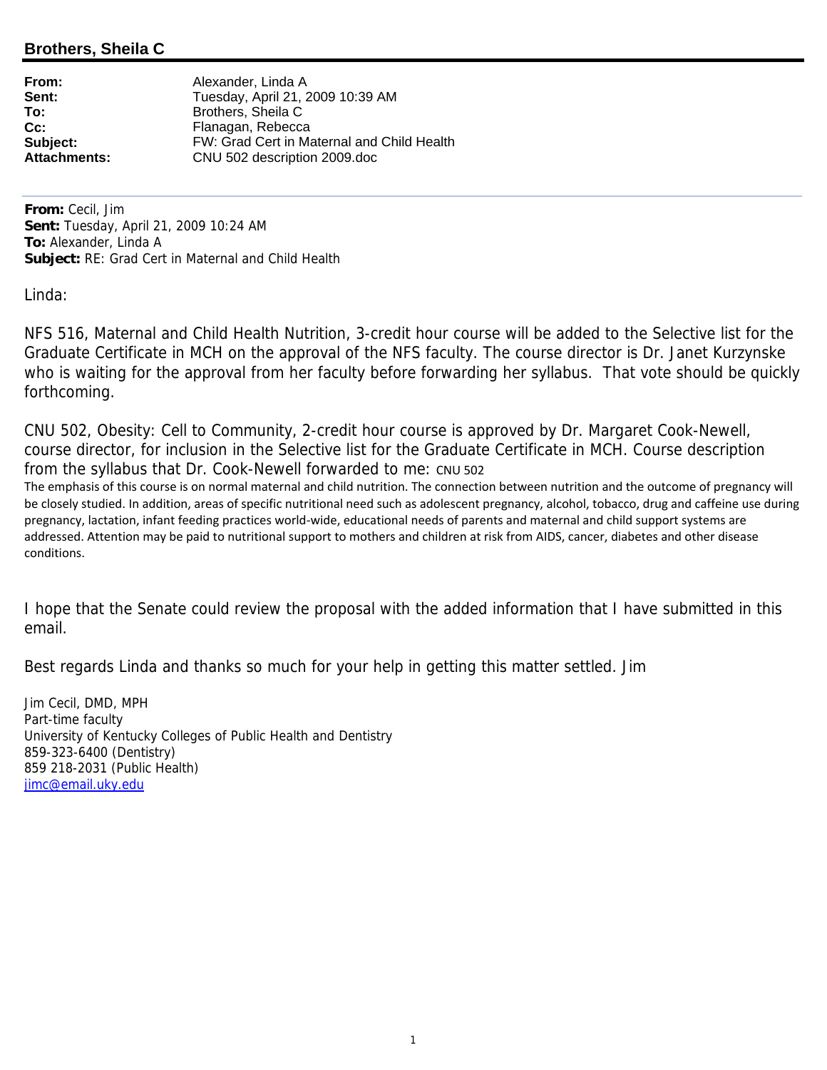**Brothers, Sheila C**

**From:** Alexander, Linda A
**Sent:** Tuesday, April 21, 2009 10:39 AM
**To:** Brothers, Sheila C
**Cc:** Flanagan, Rebecca
**Subject:** FW: Grad Cert in Maternal and Child Health
**Attachments:** CNU 502 description 2009.doc

---

**From:** Cecil, Jim
**Sent:** Tuesday, April 21, 2009 10:24 AM
**To:** Alexander, Linda A
**Subject:** RE: Grad Cert in Maternal and Child Health

Linda:

NFS 516, Maternal and Child Health Nutrition, 3-credit hour course will be added to the Selective list for the Graduate Certificate in MCH on the approval of the NFS faculty. The course director is Dr. Janet Kurzynske who is waiting for the approval from her faculty before forwarding her syllabus. That vote should be quickly forthcoming.

CNU 502, Obesity: Cell to Community, 2-credit hour course is approved by Dr. Margaret Cook-Newell, course director, for inclusion in the Selective list for the Graduate Certificate in MCH. Course description from the syllabus that Dr. Cook-Newell forwarded to me: CNU 502
The emphasis of this course is on normal maternal and child nutrition. The connection between nutrition and the outcome of pregnancy will be closely studied. In addition, areas of specific nutritional need such as adolescent pregnancy, alcohol, tobacco, drug and caffeine use during pregnancy, lactation, infant feeding practices world-wide, educational needs of parents and maternal and child support systems are addressed. Attention may be paid to nutritional support to mothers and children at risk from AIDS, cancer, diabetes and other disease conditions.

I hope that the Senate could review the proposal with the added information that I have submitted in this email.

Best regards Linda and thanks so much for your help in getting this matter settled. Jim

Jim Cecil, DMD, MPH
Part-time faculty
University of Kentucky Colleges of Public Health and Dentistry
859-323-6400 (Dentistry)
859 218-2031 (Public Health)
jimc@email.uky.edu